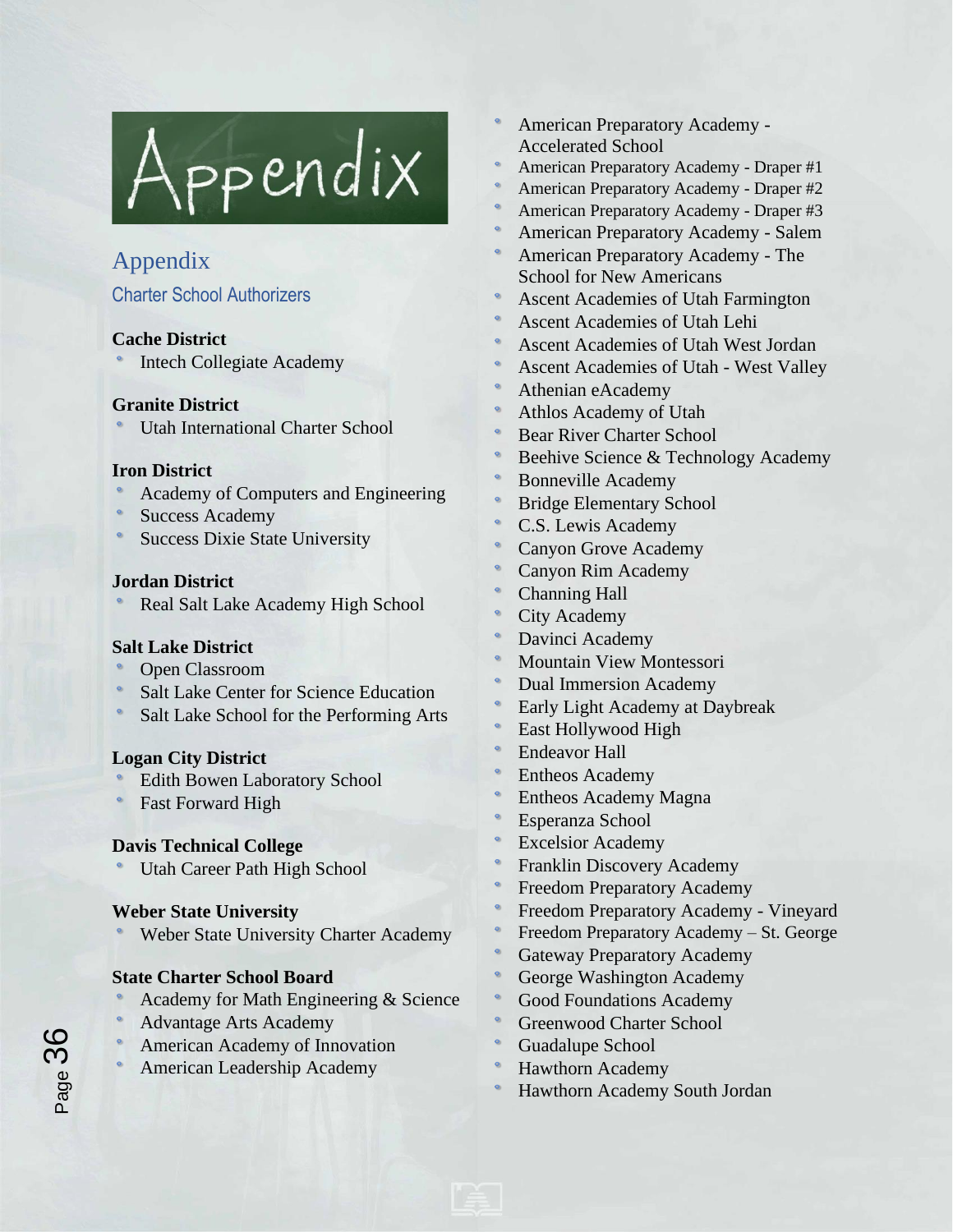# Appendix

## Appendix

### Charter School Authorizers

**Cache District**

- Intech Collegiate Academy

**Granite District**

- Utah International Charter School

**Iron District**

- Academy of Computers and Engineering
- Success Academy
- Success Dixie State University

**Jordan District**

- Real Salt Lake Academy High School

**Salt Lake District**

- Open Classroom
- Salt Lake Center for Science Education
- Salt Lake School for the Performing Arts

**Logan City District**

- Edith Bowen Laboratory School
- Fast Forward High

**Davis Technical College**

- Utah Career Path High School

**Weber State University**

- Weber State University Charter Academy

**State Charter School Board**

- Academy for Math Engineering & Science
- Advantage Arts Academy
- American Academy of Innovation
- American Leadership Academy
- American Preparatory Academy - Accelerated School
- American Preparatory Academy - Draper #1
- American Preparatory Academy - Draper #2
- American Preparatory Academy - Draper #3
- American Preparatory Academy - Salem
- American Preparatory Academy - The School for New Americans
- Ascent Academies of Utah Farmington
- Ascent Academies of Utah Lehi
- Ascent Academies of Utah West Jordan
- Ascent Academies of Utah - West Valley
- Athenian eAcademy
- Athlos Academy of Utah
- Bear River Charter School
- Beehive Science & Technology Academy
- Bonneville Academy
- Bridge Elementary School
- C.S. Lewis Academy
- Canyon Grove Academy
- Canyon Rim Academy
- Channing Hall
- City Academy
- Davinci Academy
- Mountain View Montessori
- Dual Immersion Academy
- Early Light Academy at Daybreak
- East Hollywood High
- Endeavor Hall
- Entheos Academy
- Entheos Academy Magna
- Esperanza School
- Excelsior Academy
- Franklin Discovery Academy
- Freedom Preparatory Academy
- Freedom Preparatory Academy - Vineyard
- Freedom Preparatory Academy – St. George
- Gateway Preparatory Academy
- George Washington Academy
- Good Foundations Academy
- Greenwood Charter School
- Guadalupe School
- Hawthorn Academy
- Hawthorn Academy South Jordan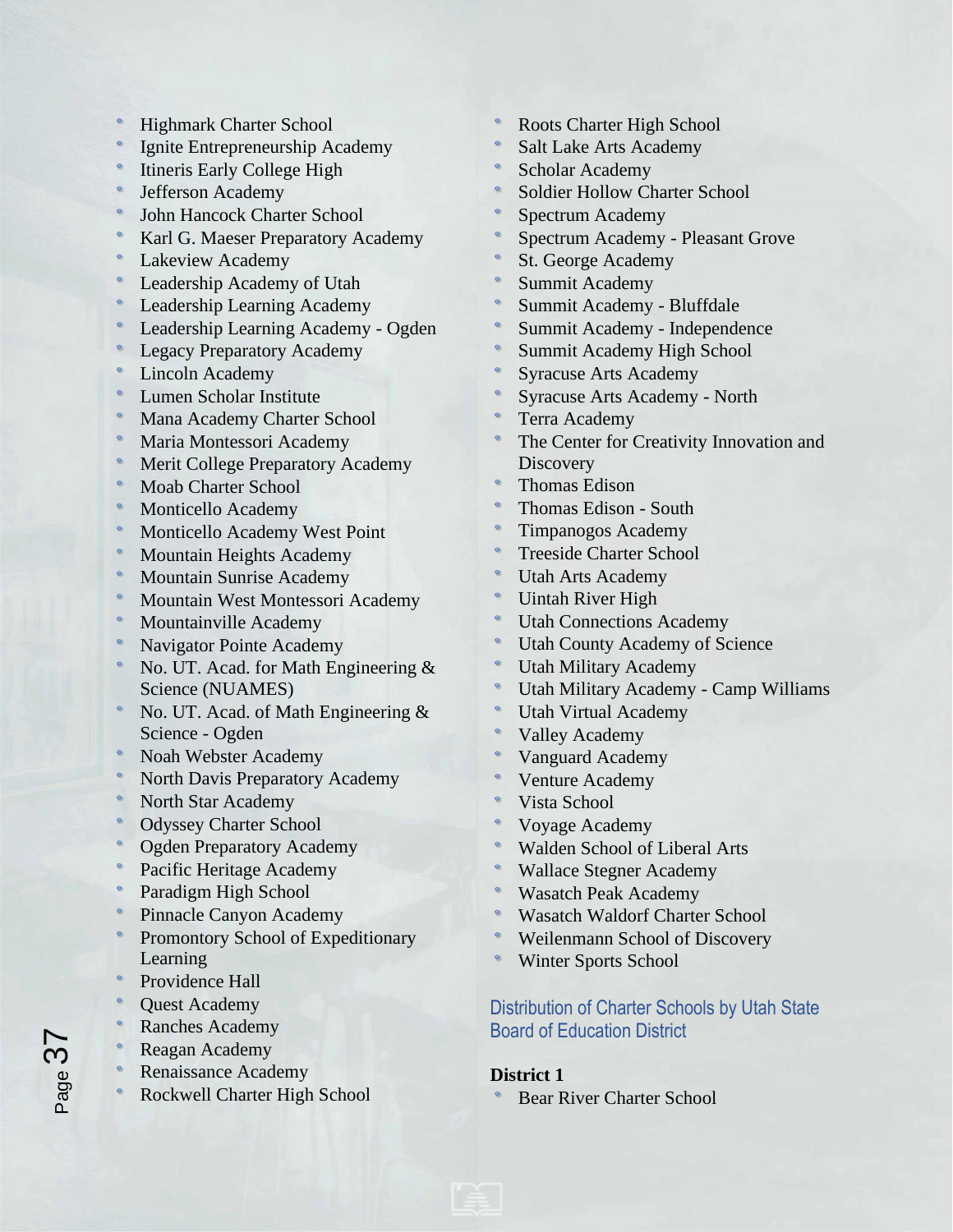- Highmark Charter School
- Ignite Entrepreneurship Academy
- Itineris Early College High
- Jefferson Academy
- John Hancock Charter School
- Karl G. Maeser Preparatory Academy
- Lakeview Academy
- Leadership Academy of Utah
- Leadership Learning Academy
- Leadership Learning Academy - Ogden
- Legacy Preparatory Academy
- Lincoln Academy
- Lumen Scholar Institute
- Mana Academy Charter School
- Maria Montessori Academy
- Merit College Preparatory Academy
- Moab Charter School
- Monticello Academy
- Monticello Academy West Point
- Mountain Heights Academy
- Mountain Sunrise Academy
- Mountain West Montessori Academy
- Mountainville Academy
- Navigator Pointe Academy
- No. UT. Acad. for Math Engineering & Science (NUAMES)
- No. UT. Acad. of Math Engineering & Science - Ogden
- Noah Webster Academy
- North Davis Preparatory Academy
- North Star Academy
- Odyssey Charter School
- Ogden Preparatory Academy
- Pacific Heritage Academy
- Paradigm High School
- Pinnacle Canyon Academy
- Promontory School of Expeditionary Learning
- Providence Hall
- Quest Academy
- Ranches Academy
- Reagan Academy
- Renaissance Academy
- Rockwell Charter High School
- Roots Charter High School
- Salt Lake Arts Academy
- Scholar Academy
- Soldier Hollow Charter School
- Spectrum Academy
- Spectrum Academy - Pleasant Grove
- St. George Academy
- Summit Academy
- Summit Academy - Bluffdale
- Summit Academy - Independence
- Summit Academy High School
- Syracuse Arts Academy
- Syracuse Arts Academy - North
- Terra Academy
- The Center for Creativity Innovation and Discovery
- Thomas Edison
- Thomas Edison - South
- Timpanogos Academy
- Treeside Charter School
- Utah Arts Academy
- Uintah River High
- Utah Connections Academy
- Utah County Academy of Science
- Utah Military Academy
- Utah Military Academy - Camp Williams
- Utah Virtual Academy
- Valley Academy
- Vanguard Academy
- Venture Academy
- Vista School
- Voyage Academy
- Walden School of Liberal Arts
- Wallace Stegner Academy
- Wasatch Peak Academy
- Wasatch Waldorf Charter School
- Weilenmann School of Discovery
- Winter Sports School

## Distribution of Charter Schools by Utah State Board of Education District

**District 1**

- Bear River Charter School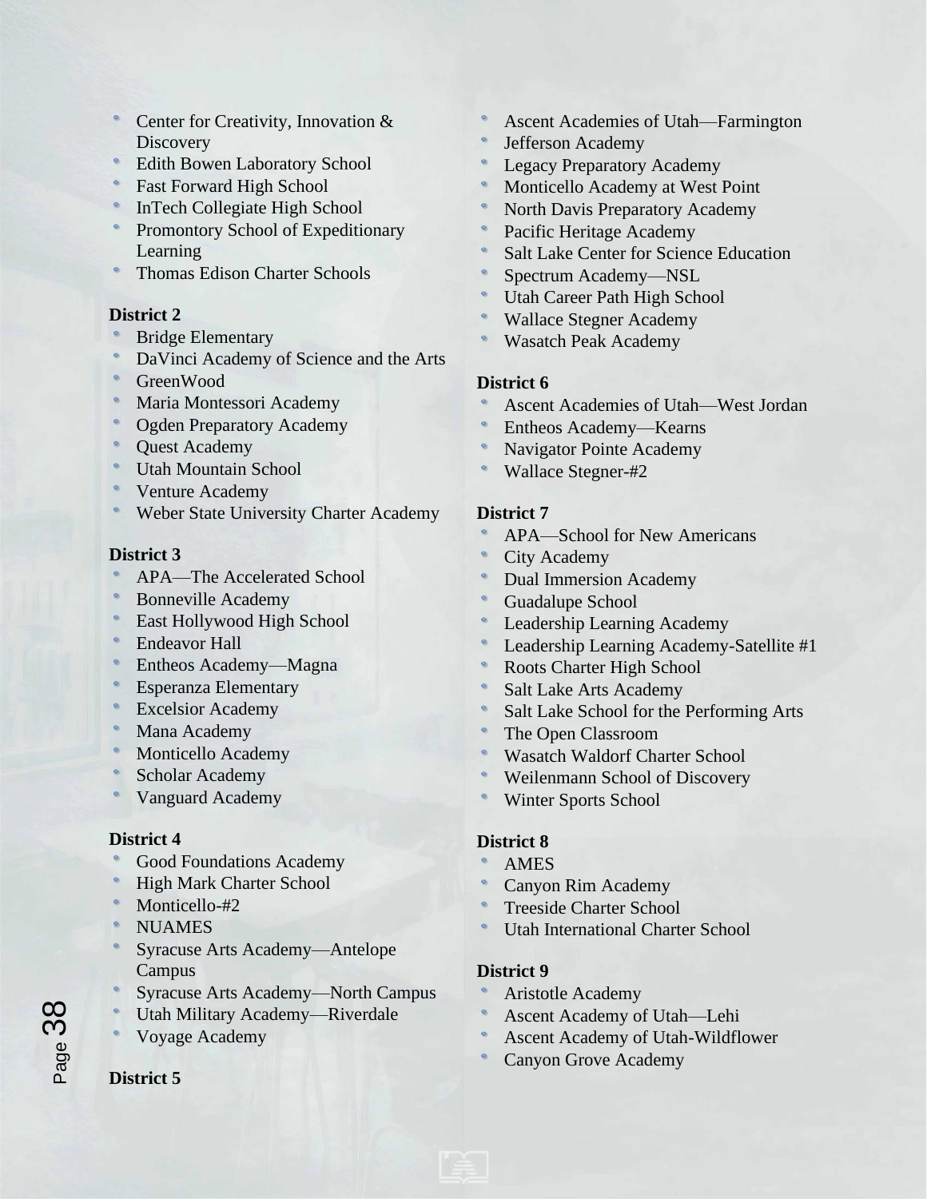- Center for Creativity, Innovation & Discovery
- Edith Bowen Laboratory School
- Fast Forward High School
- InTech Collegiate High School
- Promontory School of Expeditionary Learning
- Thomas Edison Charter Schools

**District 2**

- Bridge Elementary
- DaVinci Academy of Science and the Arts
- GreenWood
- Maria Montessori Academy
- Ogden Preparatory Academy
- Quest Academy
- Utah Mountain School
- Venture Academy
- Weber State University Charter Academy

**District 3**

- APA—The Accelerated School
- Bonneville Academy
- East Hollywood High School
- Endeavor Hall
- Entheos Academy—Magna
- Esperanza Elementary
- Excelsior Academy
- Mana Academy
- Monticello Academy
- Scholar Academy
- Vanguard Academy

**District 4**

- Good Foundations Academy
- High Mark Charter School
- Monticello-#2
- NUAMES
- Syracuse Arts Academy—Antelope Campus
- Syracuse Arts Academy—North Campus
- Utah Military Academy—Riverdale
- Voyage Academy

**District 5**

- Ascent Academies of Utah—Farmington
- Jefferson Academy
- Legacy Preparatory Academy
- Monticello Academy at West Point
- North Davis Preparatory Academy
- Pacific Heritage Academy
- Salt Lake Center for Science Education
- Spectrum Academy—NSL
- Utah Career Path High School
- Wallace Stegner Academy
- Wasatch Peak Academy

**District 6**

- Ascent Academies of Utah—West Jordan
- Entheos Academy—Kearns
- Navigator Pointe Academy
- Wallace Stegner-#2

**District 7**

- APA—School for New Americans
- City Academy
- Dual Immersion Academy
- Guadalupe School
- Leadership Learning Academy
- Leadership Learning Academy-Satellite #1
- Roots Charter High School
- Salt Lake Arts Academy
- Salt Lake School for the Performing Arts
- The Open Classroom
- Wasatch Waldorf Charter School
- Weilenmann School of Discovery
- Winter Sports School

**District 8**

- AMES
- Canyon Rim Academy
- Treeside Charter School
- Utah International Charter School

**District 9**

- Aristotle Academy
- Ascent Academy of Utah—Lehi
- Ascent Academy of Utah-Wildflower
- Canyon Grove Academy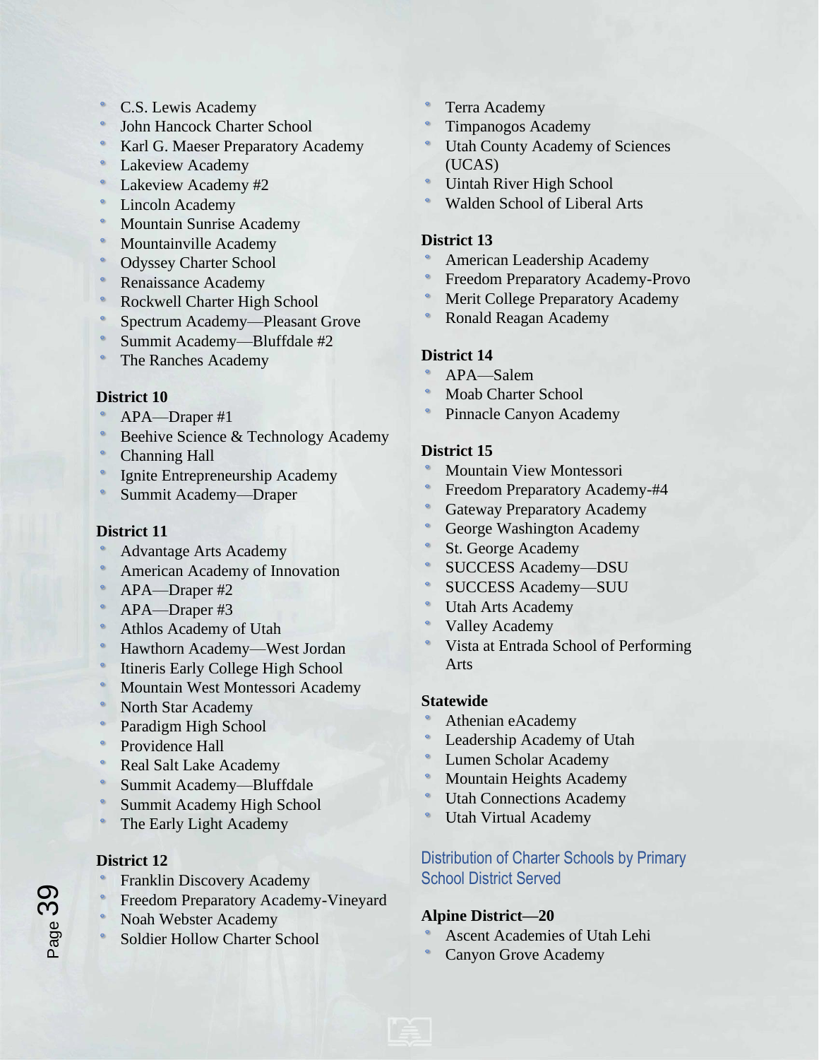- C.S. Lewis Academy
- John Hancock Charter School
- Karl G. Maeser Preparatory Academy
- Lakeview Academy
- Lakeview Academy #2
- Lincoln Academy
- Mountain Sunrise Academy
- Mountainville Academy
- Odyssey Charter School
- Renaissance Academy
- Rockwell Charter High School
- Spectrum Academy—Pleasant Grove
- Summit Academy—Bluffdale #2
- The Ranches Academy

**District 10**

- APA—Draper #1
- Beehive Science & Technology Academy
- Channing Hall
- Ignite Entrepreneurship Academy
- Summit Academy—Draper

**District 11**

- Advantage Arts Academy
- American Academy of Innovation
- APA—Draper #2
- APA—Draper #3
- Athlos Academy of Utah
- Hawthorn Academy—West Jordan
- Itineris Early College High School
- Mountain West Montessori Academy
- North Star Academy
- Paradigm High School
- Providence Hall
- Real Salt Lake Academy
- Summit Academy—Bluffdale
- Summit Academy High School
- The Early Light Academy

**District 12**

- Franklin Discovery Academy
- Freedom Preparatory Academy-Vineyard
- Noah Webster Academy
- Soldier Hollow Charter School
- Terra Academy
- Timpanogos Academy
- Utah County Academy of Sciences (UCAS)
- Uintah River High School
- Walden School of Liberal Arts

**District 13**

- American Leadership Academy
- Freedom Preparatory Academy-Provo
- Merit College Preparatory Academy
- Ronald Reagan Academy

**District 14**

- APA—Salem
- Moab Charter School
- Pinnacle Canyon Academy

**District 15**

- Mountain View Montessori
- Freedom Preparatory Academy-#4
- Gateway Preparatory Academy
- George Washington Academy
- St. George Academy
- SUCCESS Academy—DSU
- SUCCESS Academy—SUU
- Utah Arts Academy
- Valley Academy
- Vista at Entrada School of Performing Arts

**Statewide**

- Athenian eAcademy
- Leadership Academy of Utah
- Lumen Scholar Academy
- Mountain Heights Academy
- Utah Connections Academy
- Utah Virtual Academy

## Distribution of Charter Schools by Primary School District Served

**Alpine District—20**

- Ascent Academies of Utah Lehi
- Canyon Grove Academy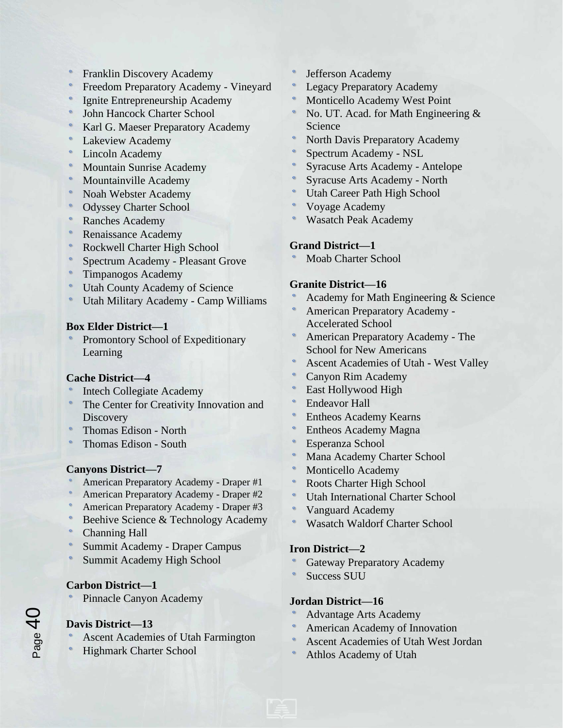- Franklin Discovery Academy
- Freedom Preparatory Academy - Vineyard
- Ignite Entrepreneurship Academy
- John Hancock Charter School
- Karl G. Maeser Preparatory Academy
- Lakeview Academy
- Lincoln Academy
- Mountain Sunrise Academy
- Mountainville Academy
- Noah Webster Academy
- Odyssey Charter School
- Ranches Academy
- Renaissance Academy
- Rockwell Charter High School
- Spectrum Academy - Pleasant Grove
- Timpanogos Academy
- Utah County Academy of Science
- Utah Military Academy - Camp Williams

**Box Elder District—1**

- Promontory School of Expeditionary Learning

**Cache District—4**

- Intech Collegiate Academy
- The Center for Creativity Innovation and Discovery
- Thomas Edison - North
- Thomas Edison - South

**Canyons District—7**

- American Preparatory Academy - Draper #1
- American Preparatory Academy - Draper #2
- American Preparatory Academy - Draper #3
- Beehive Science & Technology Academy
- Channing Hall
- Summit Academy - Draper Campus
- Summit Academy High School

**Carbon District—1**

- Pinnacle Canyon Academy

**Davis District—13**

- Ascent Academies of Utah Farmington
- Highmark Charter School
- Jefferson Academy
- Legacy Preparatory Academy
- Monticello Academy West Point
- No. UT. Acad. for Math Engineering & Science
- North Davis Preparatory Academy
- Spectrum Academy - NSL
- Syracuse Arts Academy - Antelope
- Syracuse Arts Academy - North
- Utah Career Path High School
- Voyage Academy
- Wasatch Peak Academy

**Grand District—1**

- Moab Charter School

**Granite District—16**

- Academy for Math Engineering & Science
- American Preparatory Academy - Accelerated School
- American Preparatory Academy - The School for New Americans
- Ascent Academies of Utah - West Valley
- Canyon Rim Academy
- East Hollywood High
- Endeavor Hall
- Entheos Academy Kearns
- Entheos Academy Magna
- Esperanza School
- Mana Academy Charter School
- Monticello Academy
- Roots Charter High School
- Utah International Charter School
- Vanguard Academy
- Wasatch Waldorf Charter School

**Iron District—2**

- Gateway Preparatory Academy
- Success SUU

**Jordan District—16**

- Advantage Arts Academy
- American Academy of Innovation
- Ascent Academies of Utah West Jordan
- Athlos Academy of Utah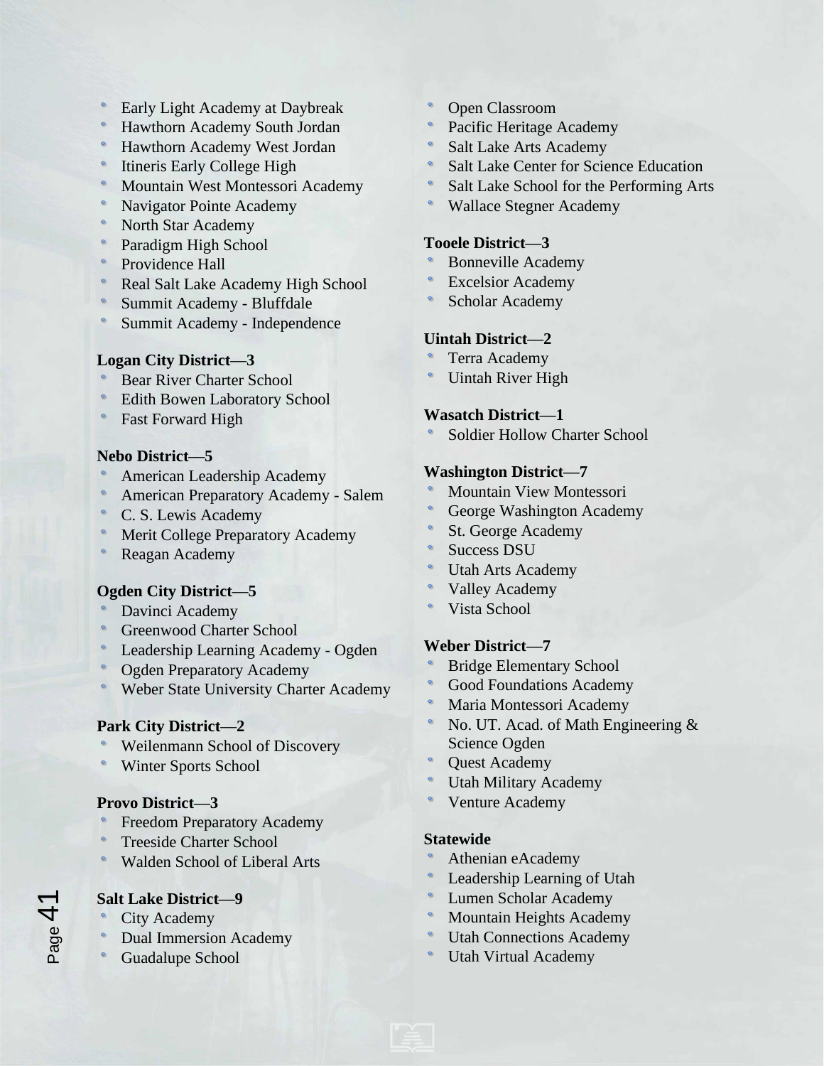- Early Light Academy at Daybreak
- Hawthorn Academy South Jordan
- Hawthorn Academy West Jordan
- Itineris Early College High
- Mountain West Montessori Academy
- Navigator Pointe Academy
- North Star Academy
- Paradigm High School
- Providence Hall
- Real Salt Lake Academy High School
- Summit Academy - Bluffdale
- Summit Academy - Independence

**Logan City District—3**

- Bear River Charter School
- Edith Bowen Laboratory School
- Fast Forward High

**Nebo District—5**

- American Leadership Academy
- American Preparatory Academy - Salem
- C. S. Lewis Academy
- Merit College Preparatory Academy
- Reagan Academy

**Ogden City District—5**

- Davinci Academy
- Greenwood Charter School
- Leadership Learning Academy - Ogden
- Ogden Preparatory Academy
- Weber State University Charter Academy

**Park City District—2**

- Weilenmann School of Discovery
- Winter Sports School

**Provo District—3**

- Freedom Preparatory Academy
- Treeside Charter School
- Walden School of Liberal Arts

**Salt Lake District—9**

- City Academy
- Dual Immersion Academy
- Guadalupe School
- Open Classroom
- Pacific Heritage Academy
- Salt Lake Arts Academy
- Salt Lake Center for Science Education
- Salt Lake School for the Performing Arts
- Wallace Stegner Academy

**Tooele District—3**

- Bonneville Academy
- Excelsior Academy
- Scholar Academy

**Uintah District—2**

- Terra Academy
- Uintah River High

**Wasatch District—1**

- Soldier Hollow Charter School

**Washington District—7**

- Mountain View Montessori
- George Washington Academy
- St. George Academy
- Success DSU
- Utah Arts Academy
- Valley Academy
- Vista School

**Weber District—7**

- Bridge Elementary School
- Good Foundations Academy
- Maria Montessori Academy
- No. UT. Acad. of Math Engineering & Science Ogden
- Quest Academy
- Utah Military Academy
- Venture Academy

**Statewide**

- Athenian eAcademy
- Leadership Learning of Utah
- Lumen Scholar Academy
- Mountain Heights Academy
- Utah Connections Academy
- Utah Virtual Academy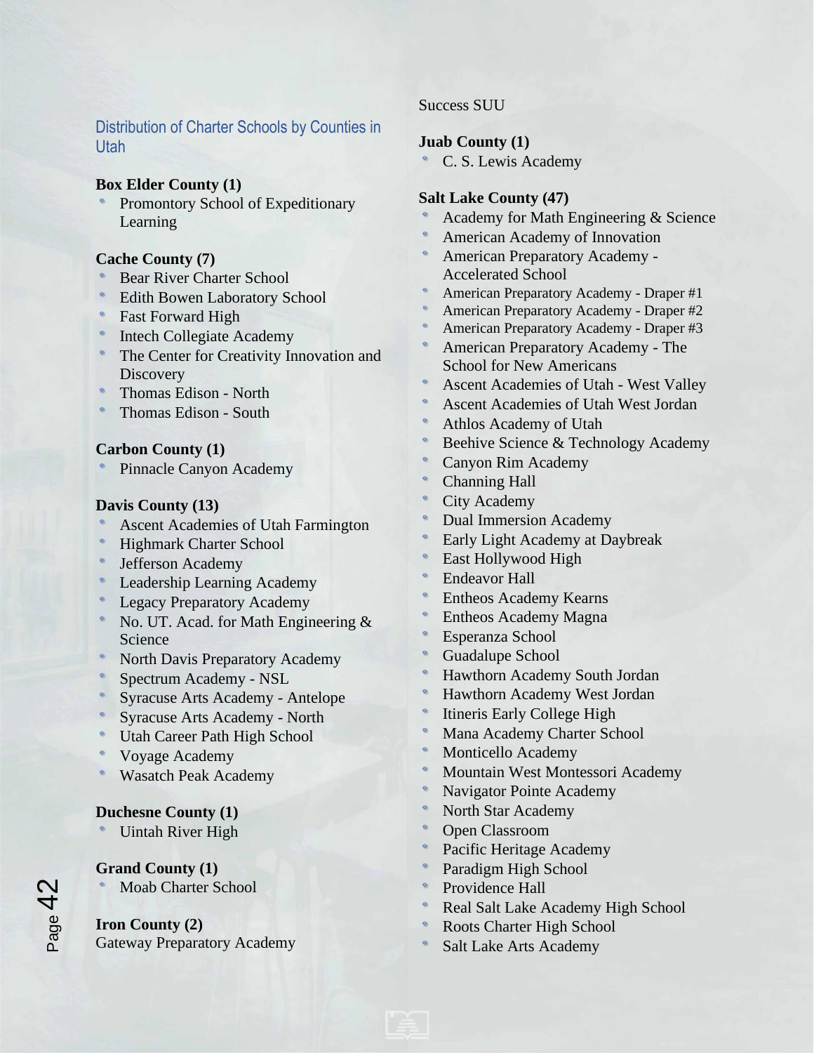## Distribution of Charter Schools by Counties in Utah

**Box Elder County (1)**
- Promontory School of Expeditionary Learning

**Cache County (7)**
- Bear River Charter School
- Edith Bowen Laboratory School
- Fast Forward High
- Intech Collegiate Academy
- The Center for Creativity Innovation and Discovery
- Thomas Edison - North
- Thomas Edison - South

**Carbon County (1)**
- Pinnacle Canyon Academy

**Davis County (13)**
- Ascent Academies of Utah Farmington
- Highmark Charter School
- Jefferson Academy
- Leadership Learning Academy
- Legacy Preparatory Academy
- No. UT. Acad. for Math Engineering & Science
- North Davis Preparatory Academy
- Spectrum Academy - NSL
- Syracuse Arts Academy - Antelope
- Syracuse Arts Academy - North
- Utah Career Path High School
- Voyage Academy
- Wasatch Peak Academy

**Duchesne County (1)**
- Uintah River High

**Grand County (1)**
- Moab Charter School

**Iron County (2)**
Gateway Preparatory Academy
Success SUU

**Juab County (1)**
- C. S. Lewis Academy

**Salt Lake County (47)**
- Academy for Math Engineering & Science
- American Academy of Innovation
- American Preparatory Academy - Accelerated School
- American Preparatory Academy - Draper #1
- American Preparatory Academy - Draper #2
- American Preparatory Academy - Draper #3
- American Preparatory Academy - The School for New Americans
- Ascent Academies of Utah - West Valley
- Ascent Academies of Utah West Jordan
- Athlos Academy of Utah
- Beehive Science & Technology Academy
- Canyon Rim Academy
- Channing Hall
- City Academy
- Dual Immersion Academy
- Early Light Academy at Daybreak
- East Hollywood High
- Endeavor Hall
- Entheos Academy Kearns
- Entheos Academy Magna
- Esperanza School
- Guadalupe School
- Hawthorn Academy South Jordan
- Hawthorn Academy West Jordan
- Itineris Early College High
- Mana Academy Charter School
- Monticello Academy
- Mountain West Montessori Academy
- Navigator Pointe Academy
- North Star Academy
- Open Classroom
- Pacific Heritage Academy
- Paradigm High School
- Providence Hall
- Real Salt Lake Academy High School
- Roots Charter High School
- Salt Lake Arts Academy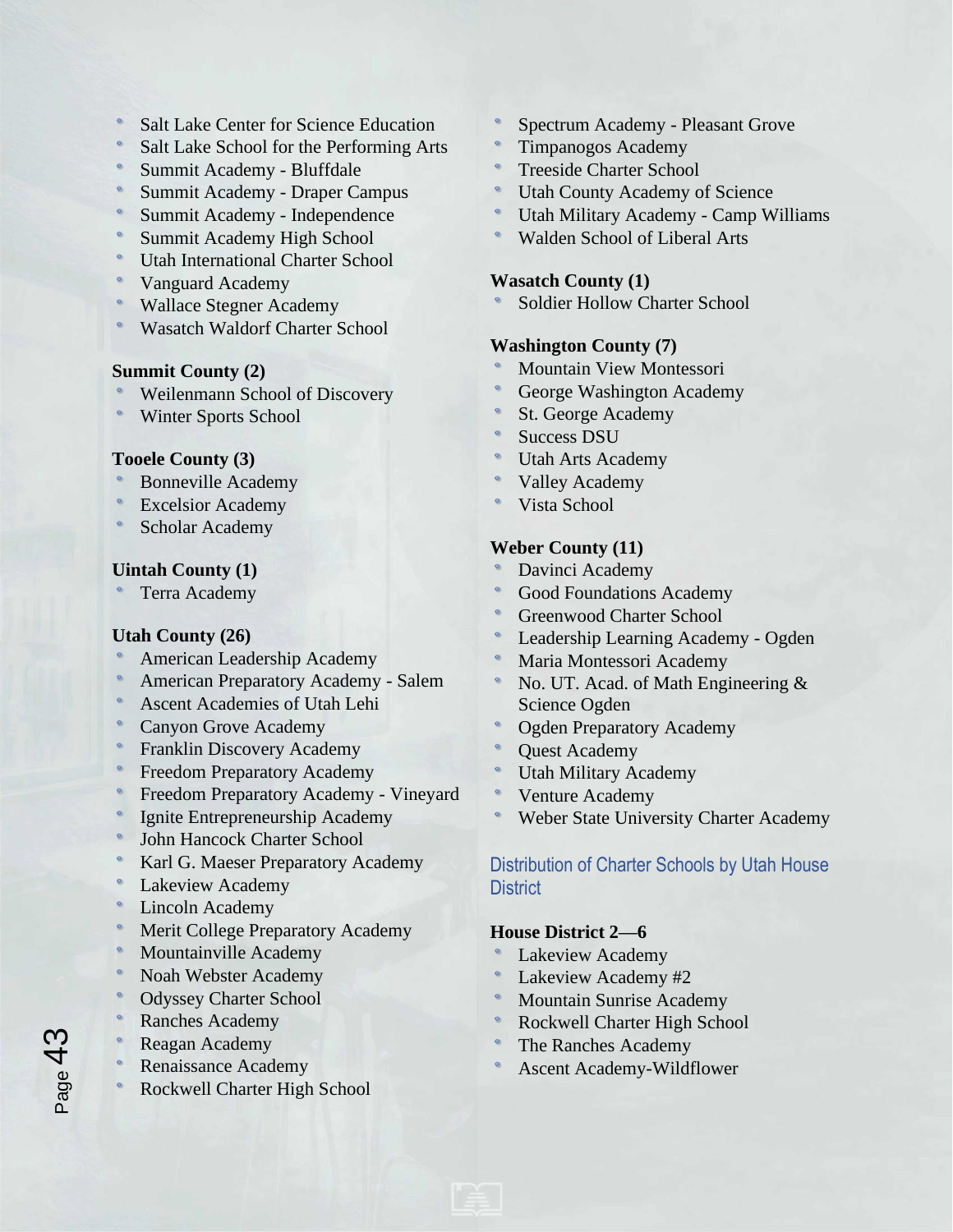- Salt Lake Center for Science Education
- Salt Lake School for the Performing Arts
- Summit Academy - Bluffdale
- Summit Academy - Draper Campus
- Summit Academy - Independence
- Summit Academy High School
- Utah International Charter School
- Vanguard Academy
- Wallace Stegner Academy
- Wasatch Waldorf Charter School

**Summit County (2)**

- Weilenmann School of Discovery
- Winter Sports School

**Tooele County (3)**

- Bonneville Academy
- Excelsior Academy
- Scholar Academy

**Uintah County (1)**

- Terra Academy

**Utah County (26)**

- American Leadership Academy
- American Preparatory Academy - Salem
- Ascent Academies of Utah Lehi
- Canyon Grove Academy
- Franklin Discovery Academy
- Freedom Preparatory Academy
- Freedom Preparatory Academy - Vineyard
- Ignite Entrepreneurship Academy
- John Hancock Charter School
- Karl G. Maeser Preparatory Academy
- Lakeview Academy
- Lincoln Academy
- Merit College Preparatory Academy
- Mountainville Academy
- Noah Webster Academy
- Odyssey Charter School
- Ranches Academy
- Reagan Academy
- Renaissance Academy
- Rockwell Charter High School
- Spectrum Academy - Pleasant Grove
- Timpanogos Academy
- Treeside Charter School
- Utah County Academy of Science
- Utah Military Academy - Camp Williams
- Walden School of Liberal Arts

**Wasatch County (1)**

- Soldier Hollow Charter School

**Washington County (7)**

- Mountain View Montessori
- George Washington Academy
- St. George Academy
- Success DSU
- Utah Arts Academy
- Valley Academy
- Vista School

**Weber County (11)**

- Davinci Academy
- Good Foundations Academy
- Greenwood Charter School
- Leadership Learning Academy - Ogden
- Maria Montessori Academy
- No. UT. Acad. of Math Engineering & Science Ogden
- Ogden Preparatory Academy
- Quest Academy
- Utah Military Academy
- Venture Academy
- Weber State University Charter Academy

## Distribution of Charter Schools by Utah House District

**House District 2—6**

- Lakeview Academy
- Lakeview Academy #2
- Mountain Sunrise Academy
- Rockwell Charter High School
- The Ranches Academy
- Ascent Academy-Wildflower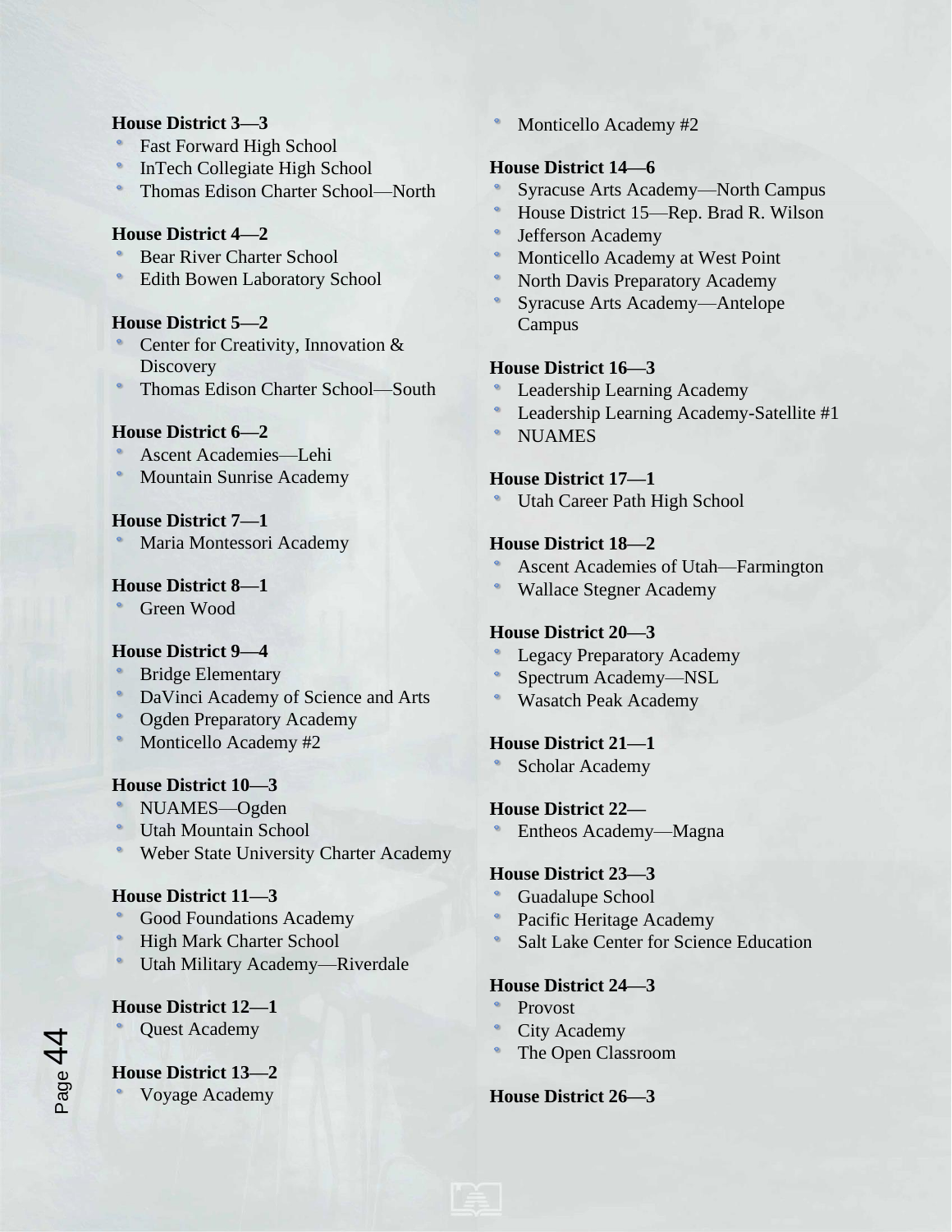**House District 3—3**

- Fast Forward High School
- InTech Collegiate High School
- Thomas Edison Charter School—North

**House District 4—2**

- Bear River Charter School
- Edith Bowen Laboratory School

**House District 5—2**

- Center for Creativity, Innovation & Discovery
- Thomas Edison Charter School—South

**House District 6—2**

- Ascent Academies—Lehi
- Mountain Sunrise Academy

**House District 7—1**

- Maria Montessori Academy

**House District 8—1**

- Green Wood

**House District 9—4**

- Bridge Elementary
- DaVinci Academy of Science and Arts
- Ogden Preparatory Academy
- Monticello Academy #2

**House District 10—3**

- NUAMES—Ogden
- Utah Mountain School
- Weber State University Charter Academy

**House District 11—3**

- Good Foundations Academy
- High Mark Charter School
- Utah Military Academy—Riverdale

**House District 12—1**

- Quest Academy

**House District 13—2**

- Voyage Academy
- Monticello Academy #2

**House District 14—6**

- Syracuse Arts Academy—North Campus
- House District 15—Rep. Brad R. Wilson
- Jefferson Academy
- Monticello Academy at West Point
- North Davis Preparatory Academy
- Syracuse Arts Academy—Antelope Campus

**House District 16—3**

- Leadership Learning Academy
- Leadership Learning Academy-Satellite #1
- NUAMES

**House District 17—1**

- Utah Career Path High School

**House District 18—2**

- Ascent Academies of Utah—Farmington
- Wallace Stegner Academy

**House District 20—3**

- Legacy Preparatory Academy
- Spectrum Academy—NSL
- Wasatch Peak Academy

**House District 21—1**

- Scholar Academy

**House District 22—**

- Entheos Academy—Magna

**House District 23—3**

- Guadalupe School
- Pacific Heritage Academy
- Salt Lake Center for Science Education

**House District 24—3**

- Provost
- City Academy
- The Open Classroom

**House District 26—3**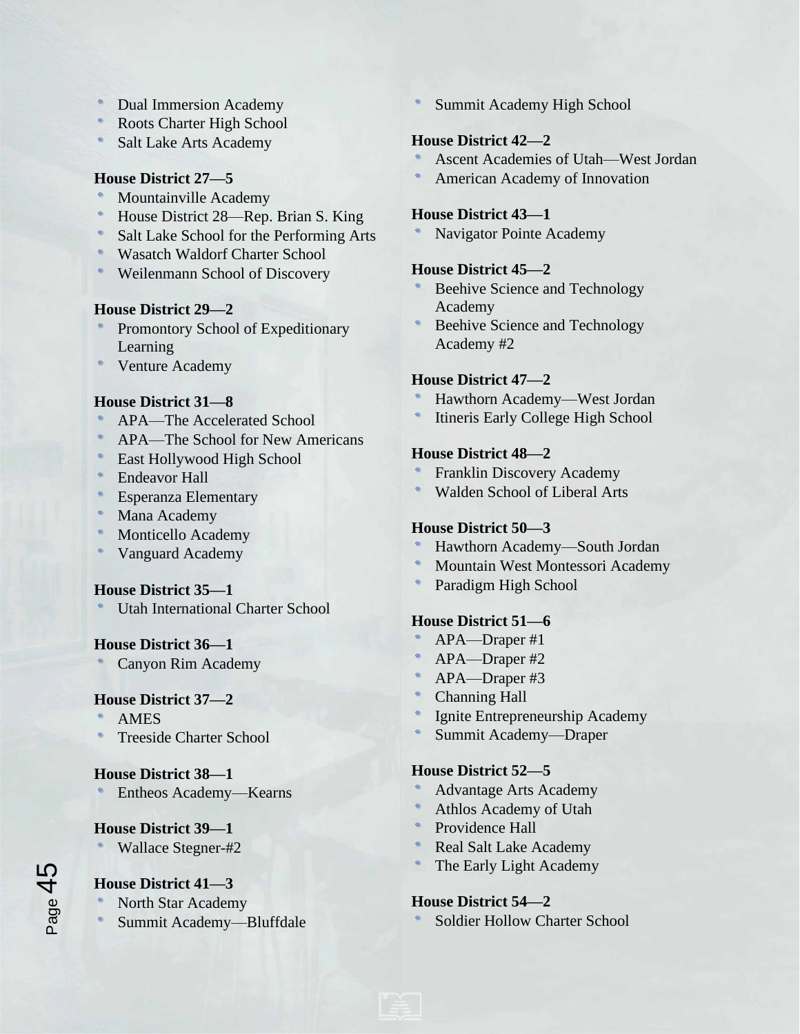- Dual Immersion Academy
- Roots Charter High School
- Salt Lake Arts Academy

**House District 27—5**

- Mountainville Academy
- House District 28—Rep. Brian S. King
- Salt Lake School for the Performing Arts
- Wasatch Waldorf Charter School
- Weilenmann School of Discovery

**House District 29—2**

- Promontory School of Expeditionary Learning
- Venture Academy

**House District 31—8**

- APA—The Accelerated School
- APA—The School for New Americans
- East Hollywood High School
- Endeavor Hall
- Esperanza Elementary
- Mana Academy
- Monticello Academy
- Vanguard Academy

**House District 35—1**

- Utah International Charter School

**House District 36—1**

- Canyon Rim Academy

**House District 37—2**

- AMES
- Treeside Charter School

**House District 38—1**

- Entheos Academy—Kearns

**House District 39—1**

- Wallace Stegner-#2

**House District 41—3**

- North Star Academy
- Summit Academy—Bluffdale
- Summit Academy High School

**House District 42—2**

- Ascent Academies of Utah—West Jordan
- American Academy of Innovation

**House District 43—1**

- Navigator Pointe Academy

**House District 45—2**

- Beehive Science and Technology Academy
- Beehive Science and Technology Academy #2

**House District 47—2**

- Hawthorn Academy—West Jordan
- Itineris Early College High School

**House District 48—2**

- Franklin Discovery Academy
- Walden School of Liberal Arts

**House District 50—3**

- Hawthorn Academy—South Jordan
- Mountain West Montessori Academy
- Paradigm High School

**House District 51—6**

- APA—Draper #1
- APA—Draper #2
- APA—Draper #3
- Channing Hall
- Ignite Entrepreneurship Academy
- Summit Academy—Draper

**House District 52—5**

- Advantage Arts Academy
- Athlos Academy of Utah
- Providence Hall
- Real Salt Lake Academy
- The Early Light Academy

**House District 54—2**

- Soldier Hollow Charter School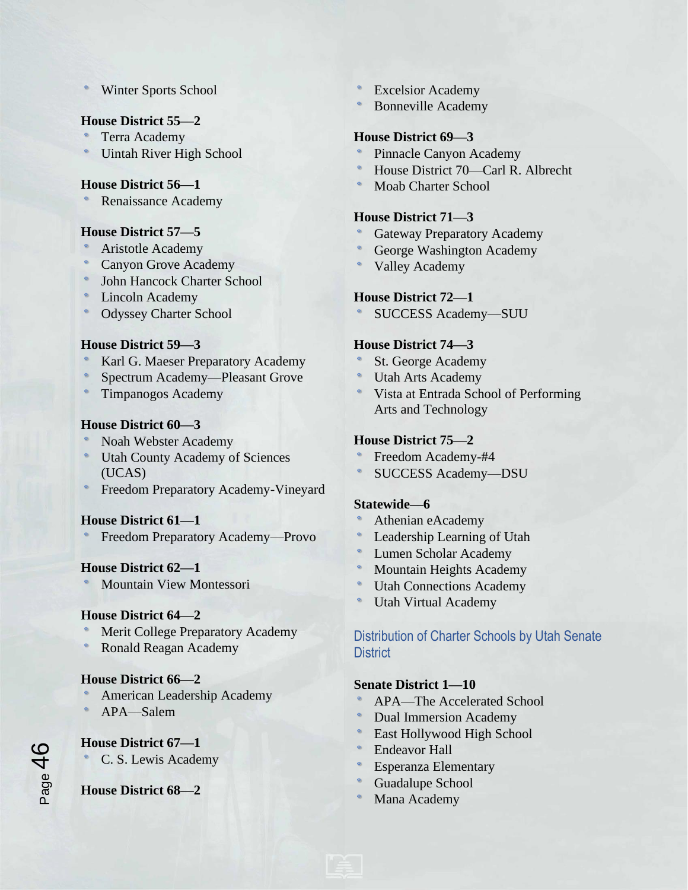- Winter Sports School

**House District 55—2**

- Terra Academy
- Uintah River High School

**House District 56—1**

- Renaissance Academy

**House District 57—5**

- Aristotle Academy
- Canyon Grove Academy
- John Hancock Charter School
- Lincoln Academy
- Odyssey Charter School

**House District 59—3**

- Karl G. Maeser Preparatory Academy
- Spectrum Academy—Pleasant Grove
- Timpanogos Academy

**House District 60—3**

- Noah Webster Academy
- Utah County Academy of Sciences (UCAS)
- Freedom Preparatory Academy-Vineyard

**House District 61—1**

- Freedom Preparatory Academy—Provo

**House District 62—1**

- Mountain View Montessori

**House District 64—2**

- Merit College Preparatory Academy
- Ronald Reagan Academy

**House District 66—2**

- American Leadership Academy
- APA—Salem

**House District 67—1**

- C. S. Lewis Academy

**House District 68—2**

- Excelsior Academy
- Bonneville Academy

**House District 69—3**

- Pinnacle Canyon Academy
- House District 70—Carl R. Albrecht
- Moab Charter School

**House District 71—3**

- Gateway Preparatory Academy
- George Washington Academy
- Valley Academy

**House District 72—1**

- SUCCESS Academy—SUU

**House District 74—3**

- St. George Academy
- Utah Arts Academy
- Vista at Entrada School of Performing Arts and Technology

**House District 75—2**

- Freedom Academy-#4
- SUCCESS Academy—DSU

**Statewide—6**

- Athenian eAcademy
- Leadership Learning of Utah
- Lumen Scholar Academy
- Mountain Heights Academy
- Utah Connections Academy
- Utah Virtual Academy

## Distribution of Charter Schools by Utah Senate District

**Senate District 1—10**

- APA—The Accelerated School
- Dual Immersion Academy
- East Hollywood High School
- Endeavor Hall
- Esperanza Elementary
- Guadalupe School
- Mana Academy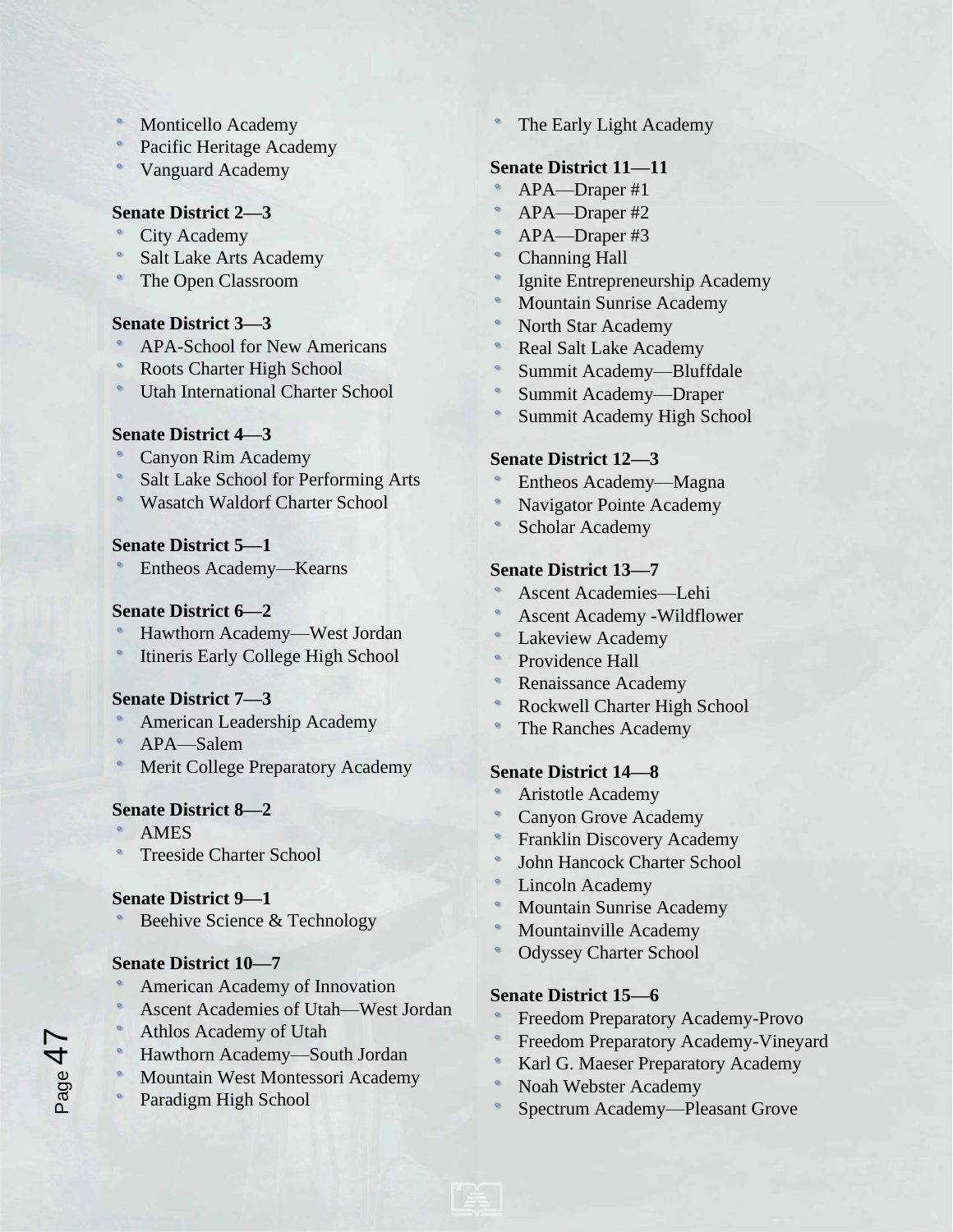- Monticello Academy
- Pacific Heritage Academy
- Vanguard Academy

**Senate District 2—3**
- City Academy
- Salt Lake Arts Academy
- The Open Classroom

**Senate District 3—3**
- APA-School for New Americans
- Roots Charter High School
- Utah International Charter School

**Senate District 4—3**
- Canyon Rim Academy
- Salt Lake School for Performing Arts
- Wasatch Waldorf Charter School

**Senate District 5—1**
- Entheos Academy—Kearns

**Senate District 6—2**
- Hawthorn Academy—West Jordan
- Itineris Early College High School

**Senate District 7—3**
- American Leadership Academy
- APA—Salem
- Merit College Preparatory Academy

**Senate District 8—2**
- AMES
- Treeside Charter School

**Senate District 9—1**
- Beehive Science & Technology

**Senate District 10—7**
- American Academy of Innovation
- Ascent Academies of Utah—West Jordan
- Athlos Academy of Utah
- Hawthorn Academy—South Jordan
- Mountain West Montessori Academy
- Paradigm High School
- The Early Light Academy

**Senate District 11—11**
- APA—Draper #1
- APA—Draper #2
- APA—Draper #3
- Channing Hall
- Ignite Entrepreneurship Academy
- Mountain Sunrise Academy
- North Star Academy
- Real Salt Lake Academy
- Summit Academy—Bluffdale
- Summit Academy—Draper
- Summit Academy High School

**Senate District 12—3**
- Entheos Academy—Magna
- Navigator Pointe Academy
- Scholar Academy

**Senate District 13—7**
- Ascent Academies—Lehi
- Ascent Academy -Wildflower
- Lakeview Academy
- Providence Hall
- Renaissance Academy
- Rockwell Charter High School
- The Ranches Academy

**Senate District 14—8**
- Aristotle Academy
- Canyon Grove Academy
- Franklin Discovery Academy
- John Hancock Charter School
- Lincoln Academy
- Mountain Sunrise Academy
- Mountainville Academy
- Odyssey Charter School

**Senate District 15—6**
- Freedom Preparatory Academy-Provo
- Freedom Preparatory Academy-Vineyard
- Karl G. Maeser Preparatory Academy
- Noah Webster Academy
- Spectrum Academy—Pleasant Grove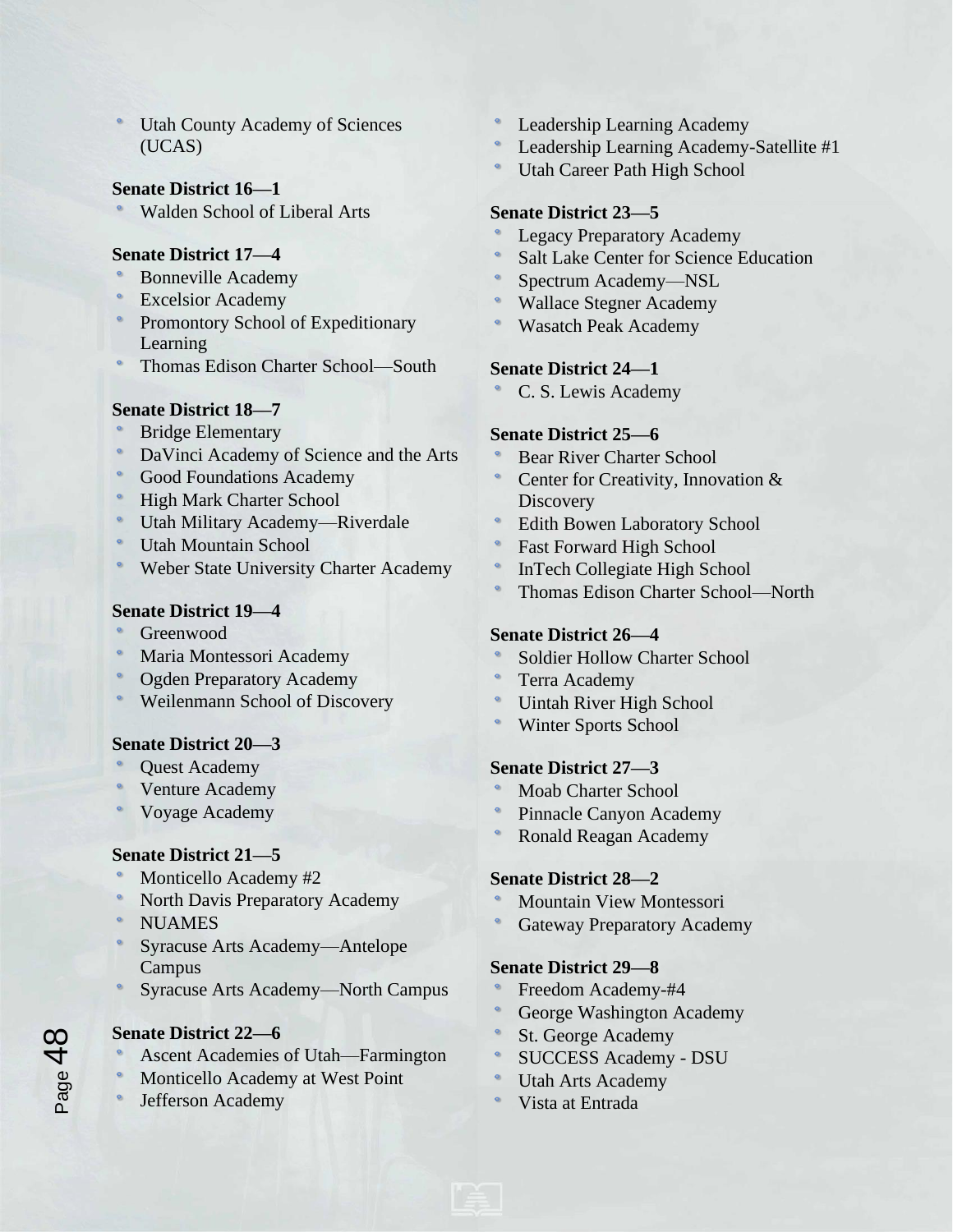- Utah County Academy of Sciences (UCAS)

**Senate District 16—1**

- Walden School of Liberal Arts

**Senate District 17—4**

- Bonneville Academy
- Excelsior Academy
- Promontory School of Expeditionary Learning
- Thomas Edison Charter School—South

**Senate District 18—7**

- Bridge Elementary
- DaVinci Academy of Science and the Arts
- Good Foundations Academy
- High Mark Charter School
- Utah Military Academy—Riverdale
- Utah Mountain School
- Weber State University Charter Academy

**Senate District 19—4**

- Greenwood
- Maria Montessori Academy
- Ogden Preparatory Academy
- Weilenmann School of Discovery

**Senate District 20—3**

- Quest Academy
- Venture Academy
- Voyage Academy

**Senate District 21—5**

- Monticello Academy #2
- North Davis Preparatory Academy
- NUAMES
- Syracuse Arts Academy—Antelope Campus
- Syracuse Arts Academy—North Campus

**Senate District 22—6**

- Ascent Academies of Utah—Farmington
- Monticello Academy at West Point
- Jefferson Academy
- Leadership Learning Academy
- Leadership Learning Academy-Satellite #1
- Utah Career Path High School

**Senate District 23—5**

- Legacy Preparatory Academy
- Salt Lake Center for Science Education
- Spectrum Academy—NSL
- Wallace Stegner Academy
- Wasatch Peak Academy

**Senate District 24—1**

- C. S. Lewis Academy

**Senate District 25—6**

- Bear River Charter School
- Center for Creativity, Innovation & Discovery
- Edith Bowen Laboratory School
- Fast Forward High School
- InTech Collegiate High School
- Thomas Edison Charter School—North

**Senate District 26—4**

- Soldier Hollow Charter School
- Terra Academy
- Uintah River High School
- Winter Sports School

**Senate District 27—3**

- Moab Charter School
- Pinnacle Canyon Academy
- Ronald Reagan Academy

**Senate District 28—2**

- Mountain View Montessori
- Gateway Preparatory Academy

**Senate District 29—8**

- Freedom Academy-#4
- George Washington Academy
- St. George Academy
- SUCCESS Academy - DSU
- Utah Arts Academy
- Vista at Entrada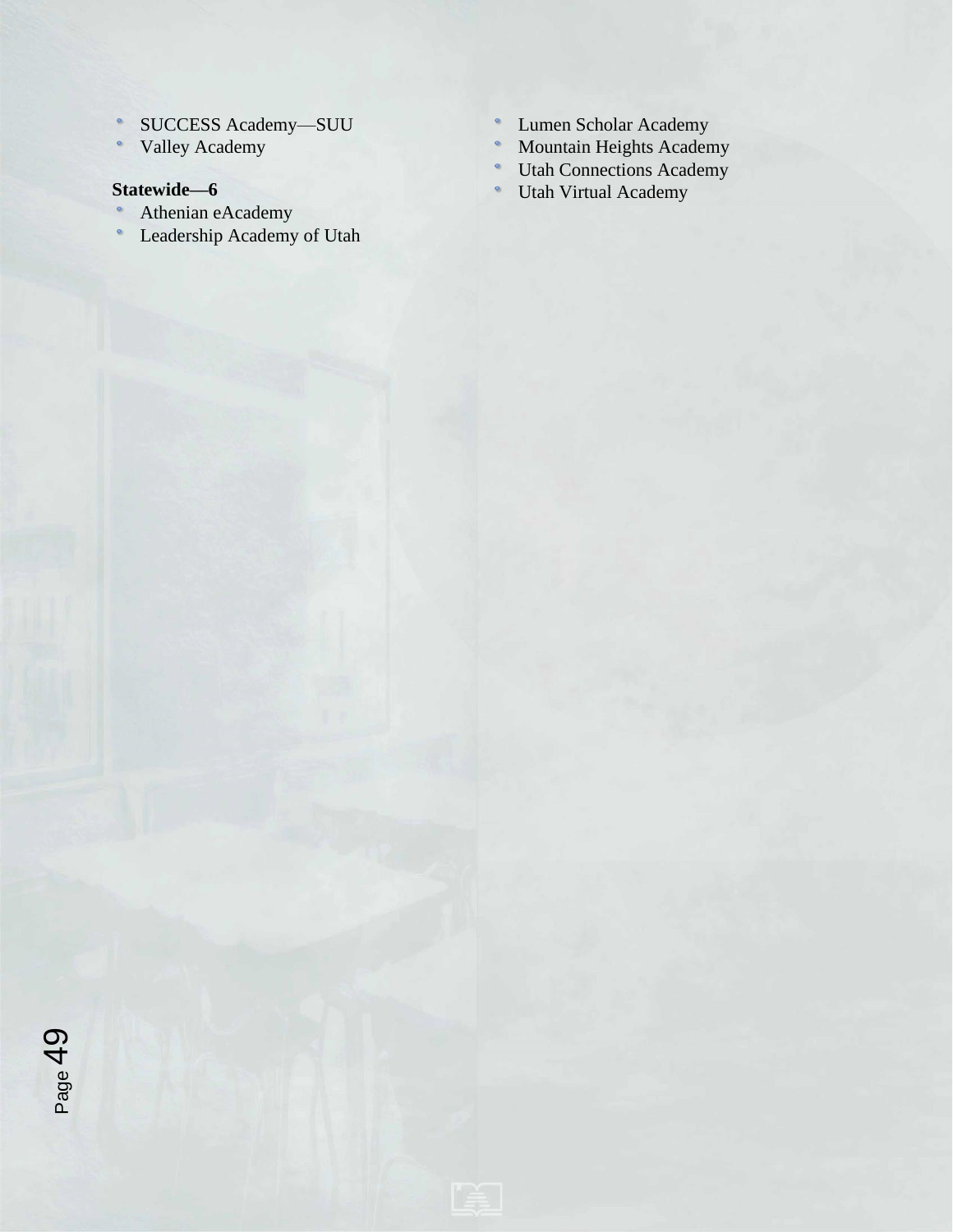- SUCCESS Academy—SUU
- Valley Academy

**Statewide—6**

- Athenian eAcademy
- Leadership Academy of Utah
- Lumen Scholar Academy
- Mountain Heights Academy
- Utah Connections Academy
- Utah Virtual Academy